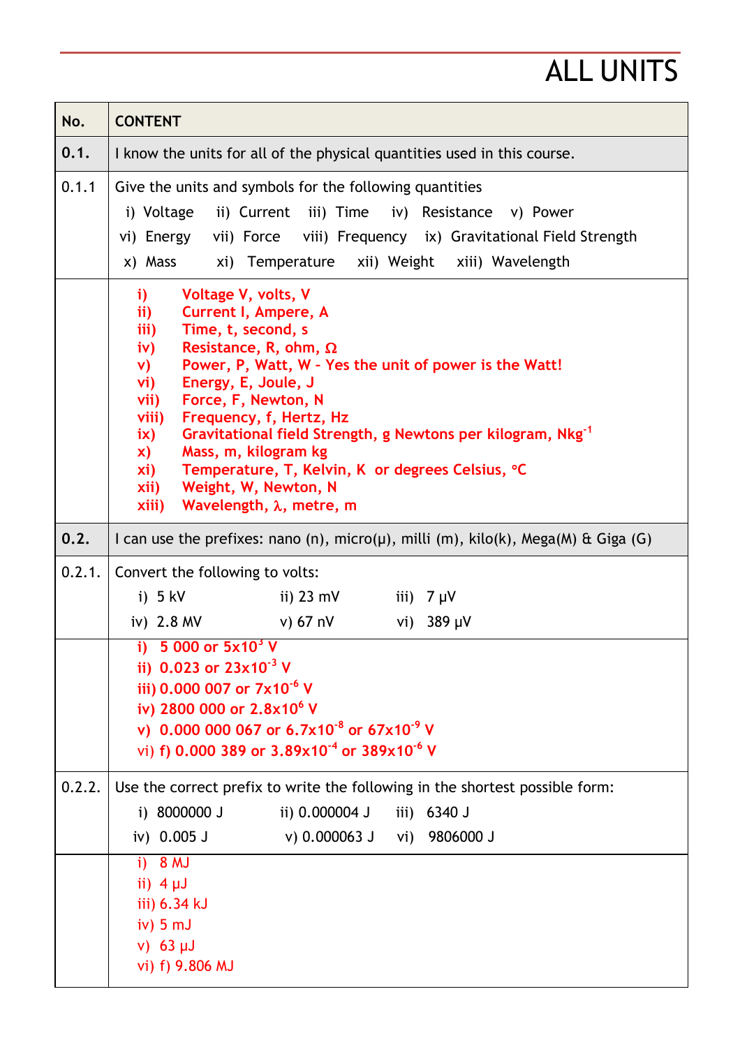# ALL UNITS

| No. | CONTENT |
|---|---|
| **0.1.** | I know the units for all of the physical quantities used in this course. |
| 0.1.1 | Give the units and symbols for the following quantities<br>i) Voltage ii) Current iii) Time iv) Resistance v) Power<br>vi) Energy vii) Force viii) Frequency ix) Gravitational Field Strength<br>x) Mass xi) Temperature xii) Weight xiii) Wavelength |
| | **i) Voltage V, volts, V**<br>**ii) Current I, Ampere, A**<br>**iii) Time, t, second, s**<br>**iv) Resistance, R, ohm, Ω**<br>**v) Power, P, Watt, W – Yes the unit of power is the Watt!**<br>**vi) Energy, E, Joule, J**<br>**vii) Force, F, Newton, N**<br>**viii) Frequency, f, Hertz, Hz**<br>**ix) Gravitational field Strength, g Newtons per kilogram, $Nkg^{-1}$**<br>**x) Mass, m, kilogram kg**<br>**xi) Temperature, T, Kelvin, K or degrees Celsius, °C**<br>**xii) Weight, W, Newton, N**<br>**xiii) Wavelength, λ, metre, m** |
| **0.2.** | I can use the prefixes: nano (n), micro(μ), milli (m), kilo(k), Mega(M) & Giga (G) |
| 0.2.1. | Convert the following to volts:<br>i) 5 kV ii) 23 mV iii) 7 μV<br>iv) 2.8 MV v) 67 nV vi) 389 μV |
| | **i) 5 000 or $5x10^3$ V**<br>**ii) 0.023 or $23x10^{-3}$ V**<br>**iii) 0.000 007 or $7x10^{-6}$ V**<br>**iv) 2800 000 or $2.8x10^6$ V**<br>**v) 0.000 000 067 or $6.7x10^{-8}$ or $67x10^{-9}$ V**<br>vi) **f) 0.000 389 or $3.89x10^{-4}$ or $389x10^{-6}$ V** |
| 0.2.2. | Use the correct prefix to write the following in the shortest possible form:<br>i) 8000000 J ii) 0.000004 J iii) 6340 J<br>iv) 0.005 J v) 0.000063 J vi) 9806000 J |
| | i) 8 MJ<br>ii) 4 μJ<br>iii) 6.34 kJ<br>iv) 5 mJ<br>v) 63 μJ<br>vi) f) 9.806 MJ |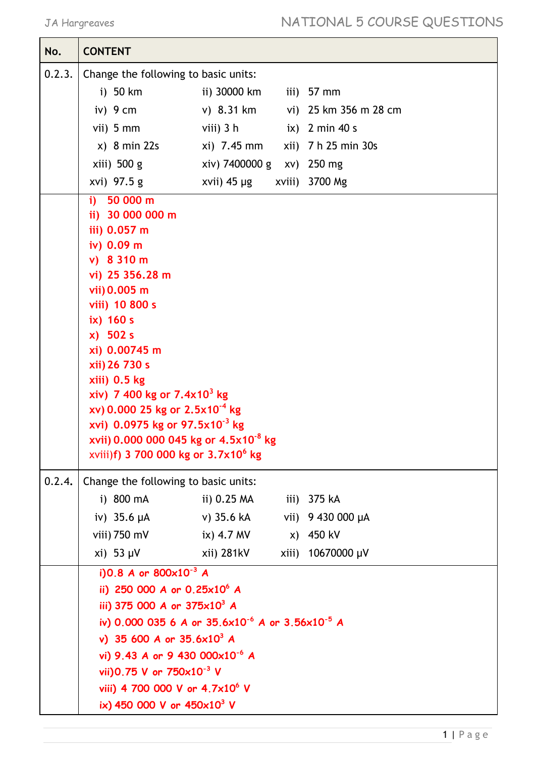| No. | CONTENT |
|---|---|
| 0.2.3. | Change the following to basic units:<br>i) 50 km ii) 30000 km iii) 57 mm<br>iv) 9 cm v) 8.31 km vi) 25 km 356 m 28 cm<br>vii) 5 mm viii) 3 h ix) 2 min 40 s<br>x) 8 min 22s xi) 7.45 mm xii) 7 h 25 min 30s<br>xiii) 500 g xiv) 7400000 g xv) 250 mg<br>xvi) 97.5 g xvii) 45 μg xviii) 3700 Mg |
| | **i) 50 000 m**<br>**ii) 30 000 000 m**<br>**iii) 0.057 m**<br>**iv) 0.09 m**<br>**v) 8 310 m**<br>**vi) 25 356.28 m**<br>**vii) 0.005 m**<br>**viii) 10 800 s**<br>**ix) 160 s**<br>**x) 502 s**<br>**xi) 0.00745 m**<br>**xii) 26 730 s**<br>**xiii) 0.5 kg**<br>**xiv) 7 400 kg or $7.4 \times 10^{3}$ kg**<br>**xv) 0.000 25 kg or $2.5 \times 10^{-4}$ kg**<br>**xvi) 0.0975 kg or $97.5 \times 10^{-3}$ kg**<br>**xvii) 0.000 000 045 kg or $4.5 \times 10^{-8}$ kg**<br>xviii)**f) 3 700 000 kg or $3.7 \times 10^{6}$ kg** |
| 0.2.4. | Change the following to basic units:<br>i) 800 mA ii) 0.25 MA iii) 375 kA<br>iv) 35.6 μA v) 35.6 kA vii) 9 430 000 μA<br>viii) 750 mV ix) 4.7 MV x) 450 kV<br>xi) 53 μV xii) 281kV xiii) 10670000 μV |
| | **i) 0.8 A or $800 \times 10^{-3}$ A**<br>**ii) 250 000 A or $0.25 \times 10^{6}$ A**<br>**iii) 375 000 A or $375 \times 10^{3}$ A**<br>**iv) 0.000 035 6 A or $35.6 \times 10^{-6}$ A or $3.56 \times 10^{-5}$ A**<br>**v) 35 600 A or $35.6 \times 10^{3}$ A**<br>**vi) 9.43 A or $9\ 430\ 000 \times 10^{-6}$ A**<br>**vii) 0.75 V or $750 \times 10^{-3}$ V**<br>**viii) 4 700 000 V or $4.7 \times 10^{6}$ V**<br>**ix) 450 000 V or $450 \times 10^{3}$ V** |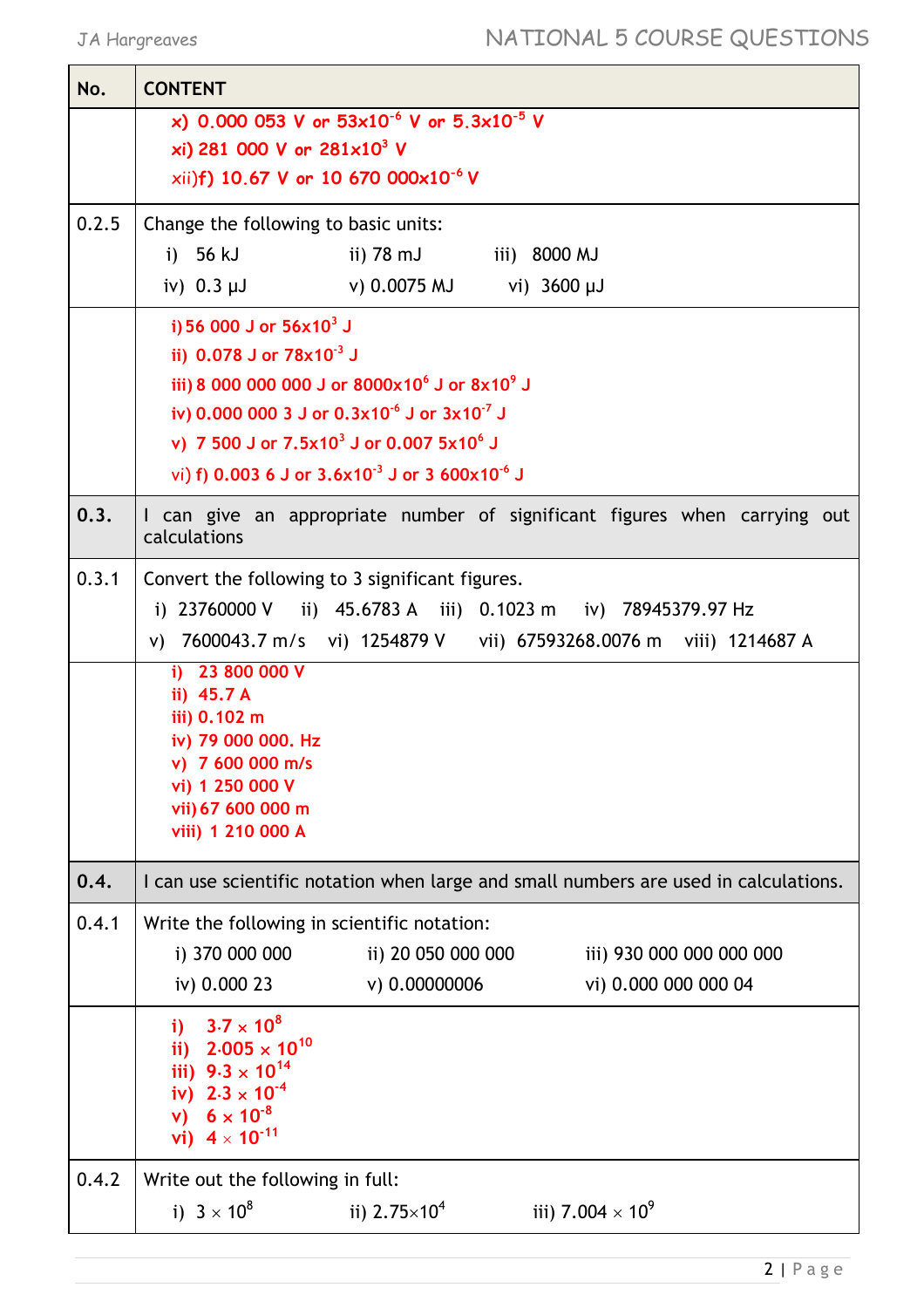| No. | CONTENT |
|---|---|
| | x) 0.000 053 V or $53\times10^{-6}$ V or $5.3\times10^{-5}$ V<br>xi) 281 000 V or $281\times10^{3}$ V<br>xii)f) 10.67 V or 10 670 $000\times10^{-6}$ V |
| 0.2.5 | Change the following to basic units:<br>i) 56 kJ ii) 78 mJ iii) 8000 MJ<br>iv) 0.3 μJ v) 0.0075 MJ vi) 3600 μJ |
| | i) 56 000 J or $56\times10^{3}$ J<br>ii) 0.078 J or $78\times10^{-3}$ J<br>iii) 8 000 000 000 J or $8000\times10^{6}$ J or $8\times10^{9}$ J<br>iv) 0.000 000 3 J or $0.3\times10^{-6}$ J or $3\times10^{-7}$ J<br>v) 7 500 J or $7.5\times10^{3}$ J or 0.007 $5\times10^{6}$ J<br>vi) f) 0.003 6 J or $3.6\times10^{-3}$ J or 3 $600\times10^{-6}$ J |
| **0.3.** | I can give an appropriate number of significant figures when carrying out calculations |
| 0.3.1 | Convert the following to 3 significant figures.<br>i) 23760000 V ii) 45.6783 A iii) 0.1023 m iv) 78945379.97 Hz<br>v) 7600043.7 m/s vi) 1254879 V vii) 67593268.0076 m viii) 1214687 A |
| | i) 23 800 000 V<br>ii) 45.7 A<br>iii) 0.102 m<br>iv) 79 000 000. Hz<br>v) 7 600 000 m/s<br>vi) 1 250 000 V<br>vii) 67 600 000 m<br>viii) 1 210 000 A |
| **0.4.** | I can use scientific notation when large and small numbers are used in calculations. |
| 0.4.1 | Write the following in scientific notation:<br>i) 370 000 000 ii) 20 050 000 000 iii) 930 000 000 000 000<br>iv) 0.000 23 v) 0.00000006 vi) 0.000 000 000 04 |
| | i) $3{\cdot}7\times10^{8}$<br>ii) $2{\cdot}005\times10^{10}$<br>iii) $9{\cdot}3\times10^{14}$<br>iv) $2{\cdot}3\times10^{-4}$<br>v) $6\times10^{-8}$<br>vi) $4\times10^{-11}$ |
| 0.4.2 | Write out the following in full:<br>i) $3\times10^{8}$ ii) $2.75\times10^{4}$ iii) $7.004\times10^{9}$ |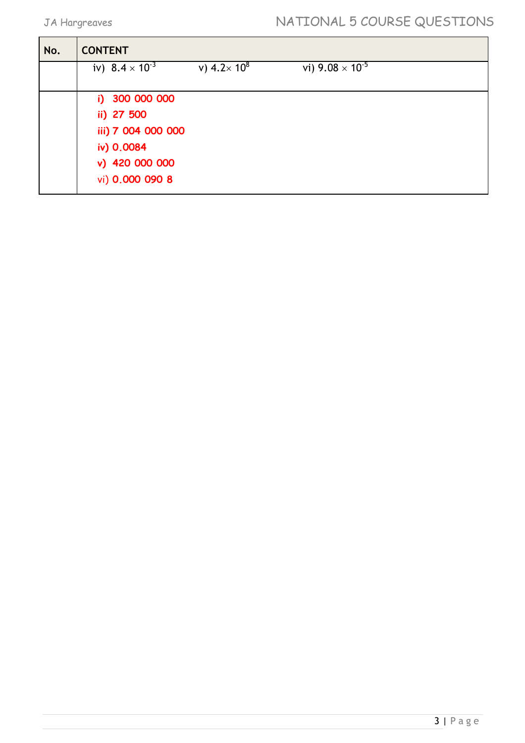| No. | CONTENT |
| --- | --- |
| | iv) $8.4 \times 10^{-3}$ v) $4.2\times 10^{8}$ vi) $9.08 \times 10^{-5}$ |
| | i) 300 000 000<br>ii) 27 500<br>iii) 7 004 000 000<br>iv) 0.0084<br>v) 420 000 000<br>vi) 0.000 090 8 |